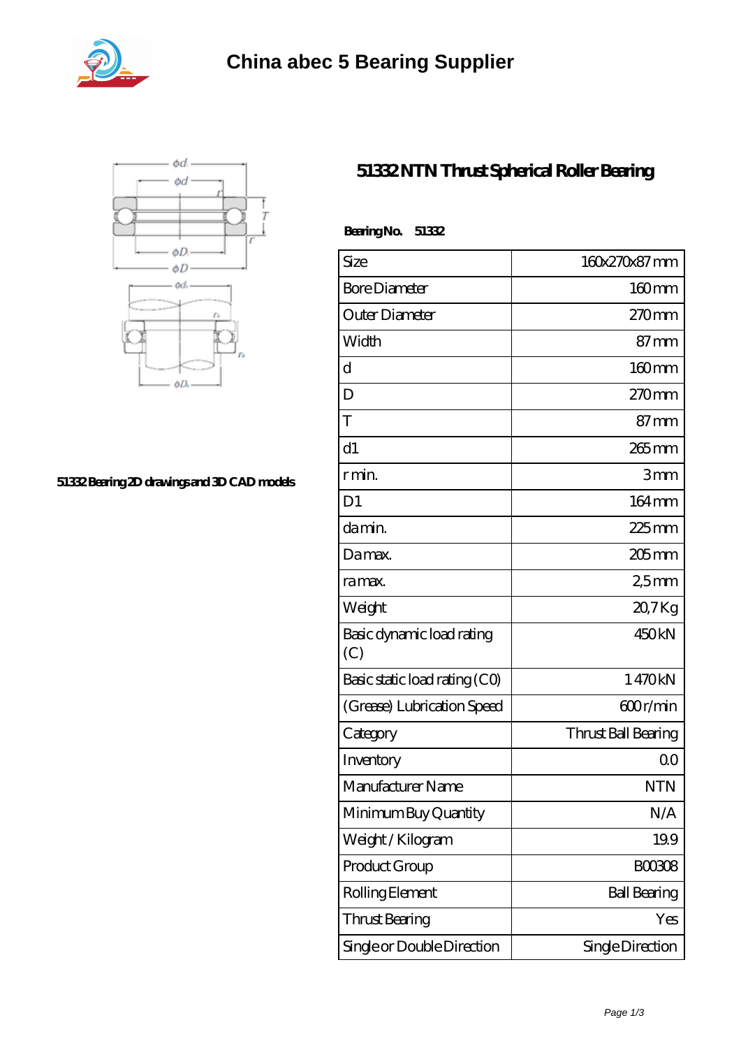# China abec 5 Bearing Supplier

51332 Bearing 2D drawings and 3D CAD models

## 51332 NTN Thrust Spherical Roller Bearing

**Bearing No. 51332**

| Size | 160x270x87 mm |
|---|---|
| Bore Diameter | 160 mm |
| Outer Diameter | 270 mm |
| Width | 87 mm |
| d | 160 mm |
| D | 270 mm |
| T | 87 mm |
| d1 | 265 mm |
| r min. | 3 mm |
| D1 | 164 mm |
| da min. | 225 mm |
| Da max. | 205 mm |
| ra max. | 2,5 mm |
| Weight | 20,7 Kg |
| Basic dynamic load rating (C) | 450 kN |
| Basic static load rating (C0) | 1 470 kN |
| (Grease) Lubrication Speed | 600 r/min |
| Category | Thrust Ball Bearing |
| Inventory | 0.0 |
| Manufacturer Name | NTN |
| Minimum Buy Quantity | N/A |
| Weight / Kilogram | 19.9 |
| Product Group | B00308 |
| Rolling Element | Ball Bearing |
| Thrust Bearing | Yes |
| Single or Double Direction | Single Direction |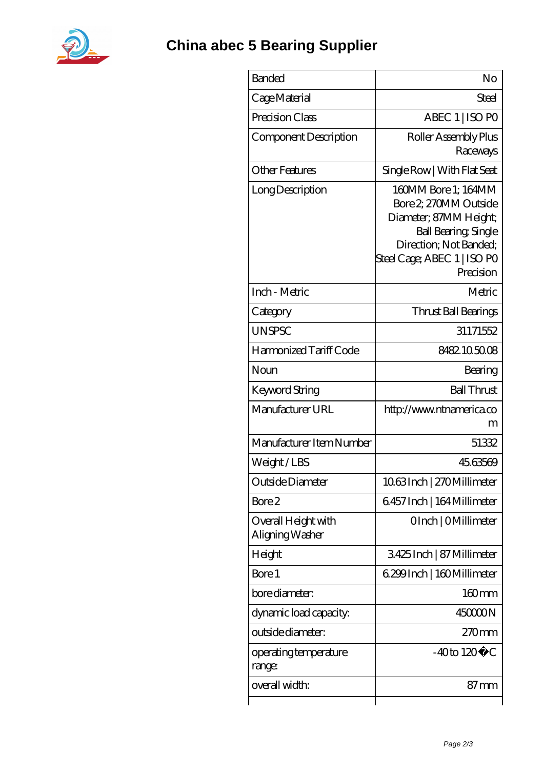# China abec 5 Bearing Supplier

| Banded | No |
|---|---|
| Cage Material | Steel |
| Precision Class | ABEC 1 \| ISO P0 |
| Component Description | Roller Assembly Plus Raceways |
| Other Features | Single Row \| With Flat Seat |
| Long Description | 160MM Bore 1; 164MM Bore 2; 270MM Outside Diameter; 87MM Height; Ball Bearing; Single Direction; Not Banded; Steel Cage; ABEC 1 \| ISO P0 Precision |
| Inch - Metric | Metric |
| Category | Thrust Ball Bearings |
| UNSPSC | 31171552 |
| Harmonized Tariff Code | 8482.10.50.08 |
| Noun | Bearing |
| Keyword String | Ball Thrust |
| Manufacturer URL | http://www.ntnamerica.com |
| Manufacturer Item Number | 51332 |
| Weight / LBS | 45.63569 |
| Outside Diameter | 10.63 Inch \| 270 Millimeter |
| Bore 2 | 6.457 Inch \| 164 Millimeter |
| Overall Height with Aligning Washer | 0 Inch \| 0 Millimeter |
| Height | 3.425 Inch \| 87 Millimeter |
| Bore 1 | 6.299 Inch \| 160 Millimeter |
| bore diameter: | 160 mm |
| dynamic load capacity: | 450000 N |
| outside diameter: | 270 mm |
| operating temperature range: | -40 to 120 �C |
| overall width: | 87 mm |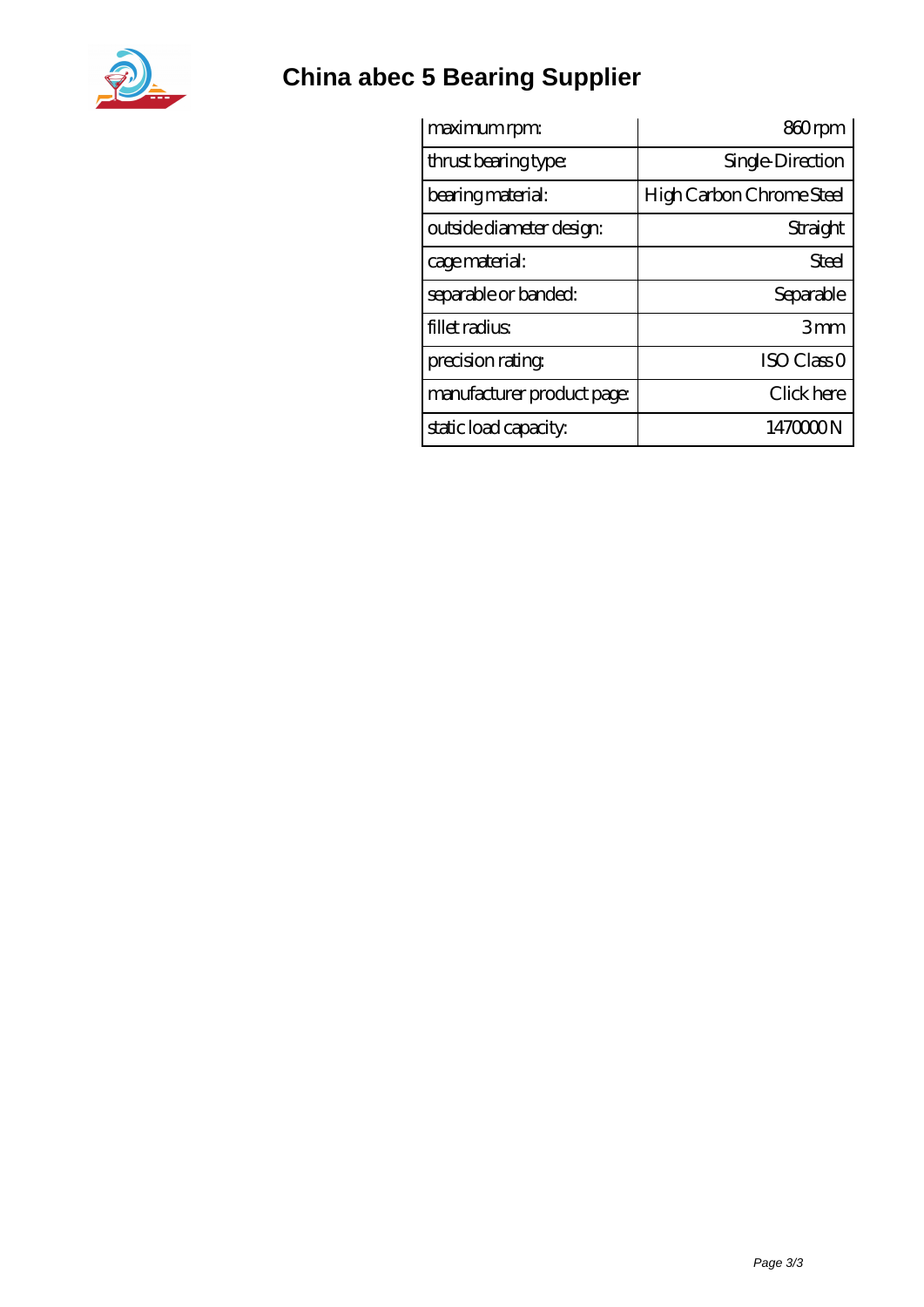# China abec 5 Bearing Supplier

| | |
|---|---|
| maximum rpm: | 860 rpm |
| thrust bearing type: | Single-Direction |
| bearing material: | High Carbon Chrome Steel |
| outside diameter design: | Straight |
| cage material: | Steel |
| separable or banded: | Separable |
| fillet radius: | 3 mm |
| precision rating: | ISO Class 0 |
| manufacturer product page: | Click here |
| static load capacity: | 1470000 N |